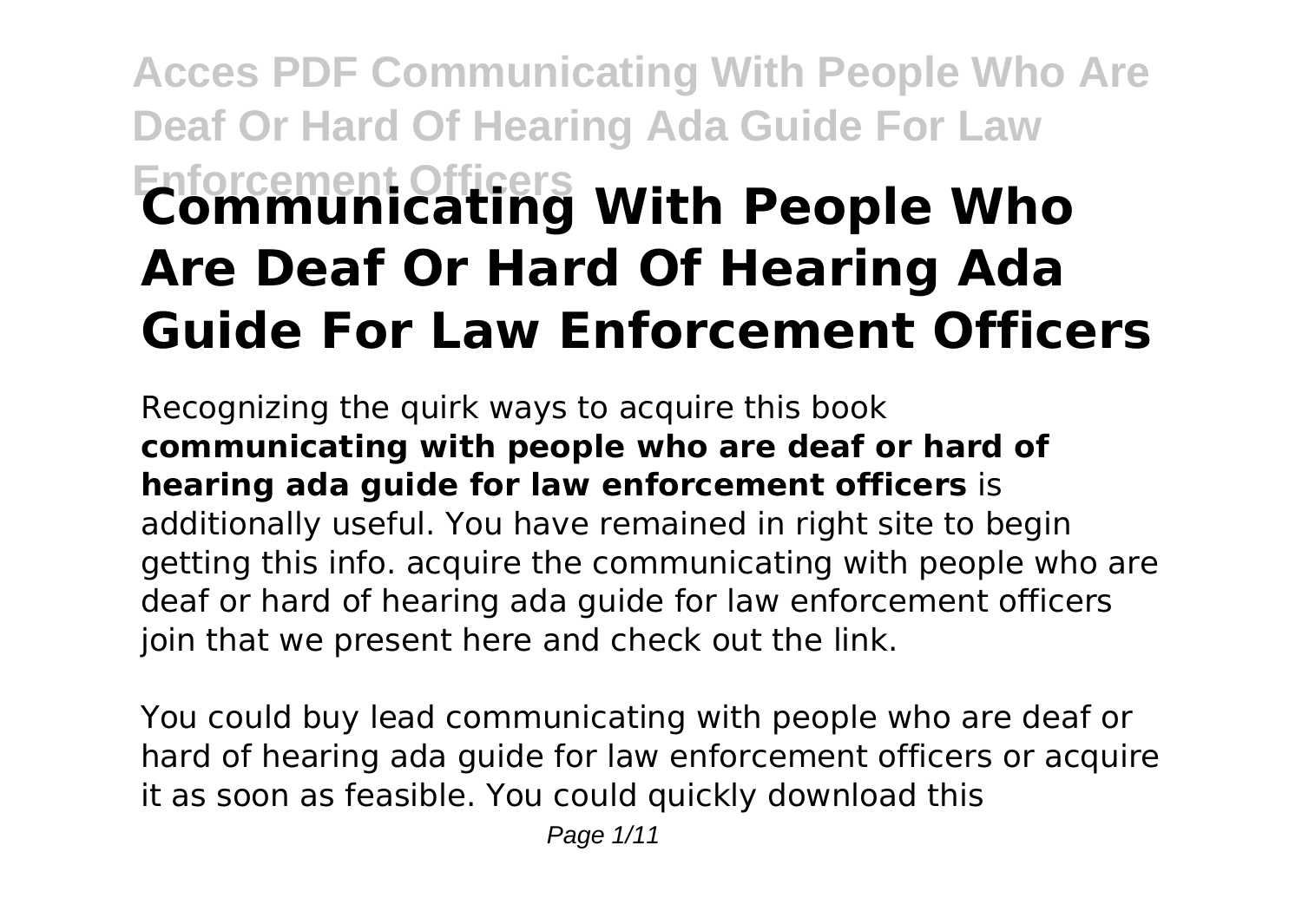# Communicating With People Who Are Deaf Or Hard Of Hearing Ada Guide For Law Enforcement Officers

Recognizing the quirk ways to acquire this book **communicating with people who are deaf or hard of hearing ada guide for law enforcement officers** is additionally useful. You have remained in right site to begin getting this info. acquire the communicating with people who are deaf or hard of hearing ada guide for law enforcement officers join that we present here and check out the link.

You could buy lead communicating with people who are deaf or hard of hearing ada guide for law enforcement officers or acquire it as soon as feasible. You could quickly download this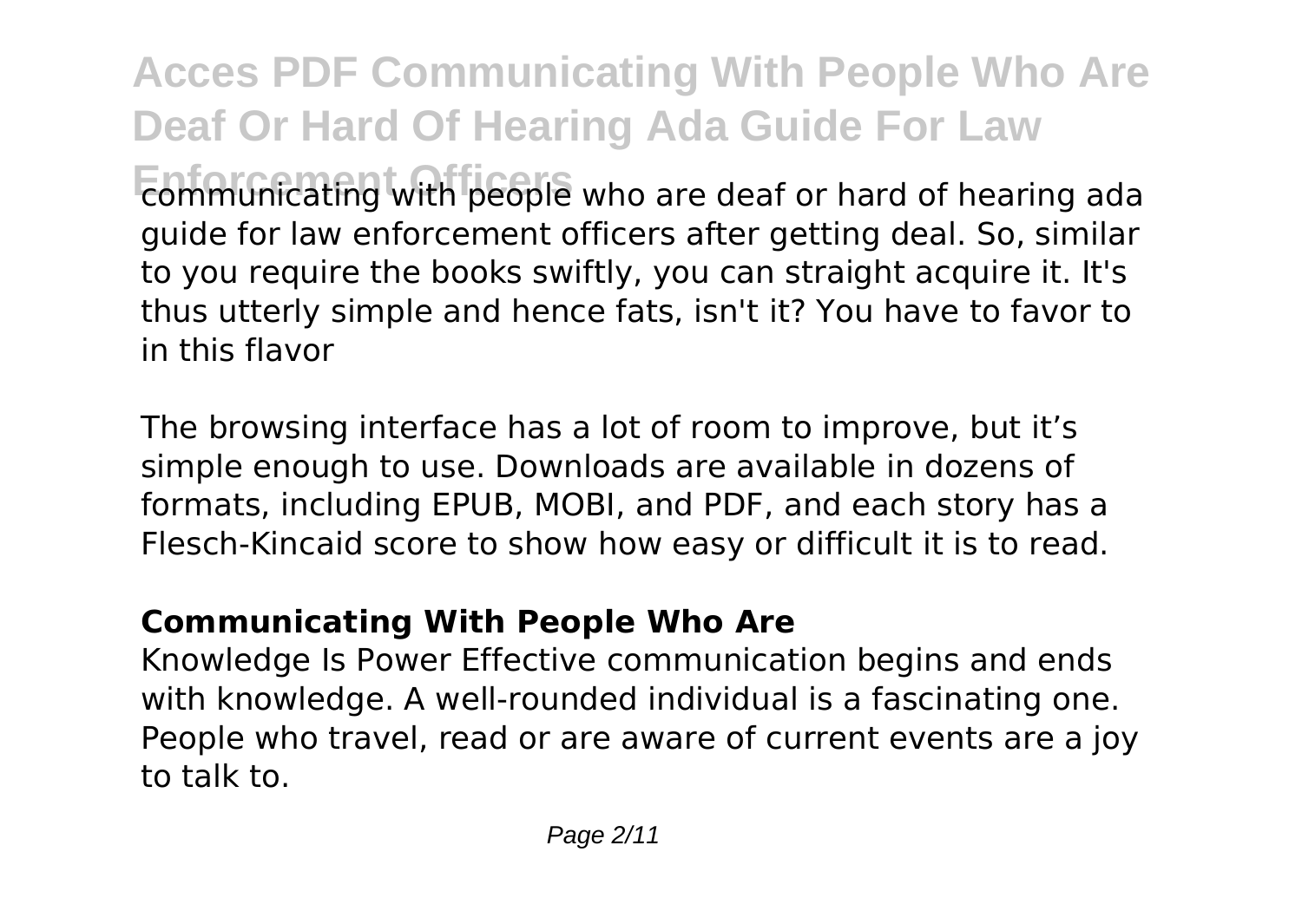communicating with people who are deaf or hard of hearing ada guide for law enforcement officers after getting deal. So, similar to you require the books swiftly, you can straight acquire it. It's thus utterly simple and hence fats, isn't it? You have to favor to in this flavor

The browsing interface has a lot of room to improve, but it's simple enough to use. Downloads are available in dozens of formats, including EPUB, MOBI, and PDF, and each story has a Flesch-Kincaid score to show how easy or difficult it is to read.

### **Communicating With People Who Are**

Knowledge Is Power Effective communication begins and ends with knowledge. A well-rounded individual is a fascinating one. People who travel, read or are aware of current events are a joy to talk to.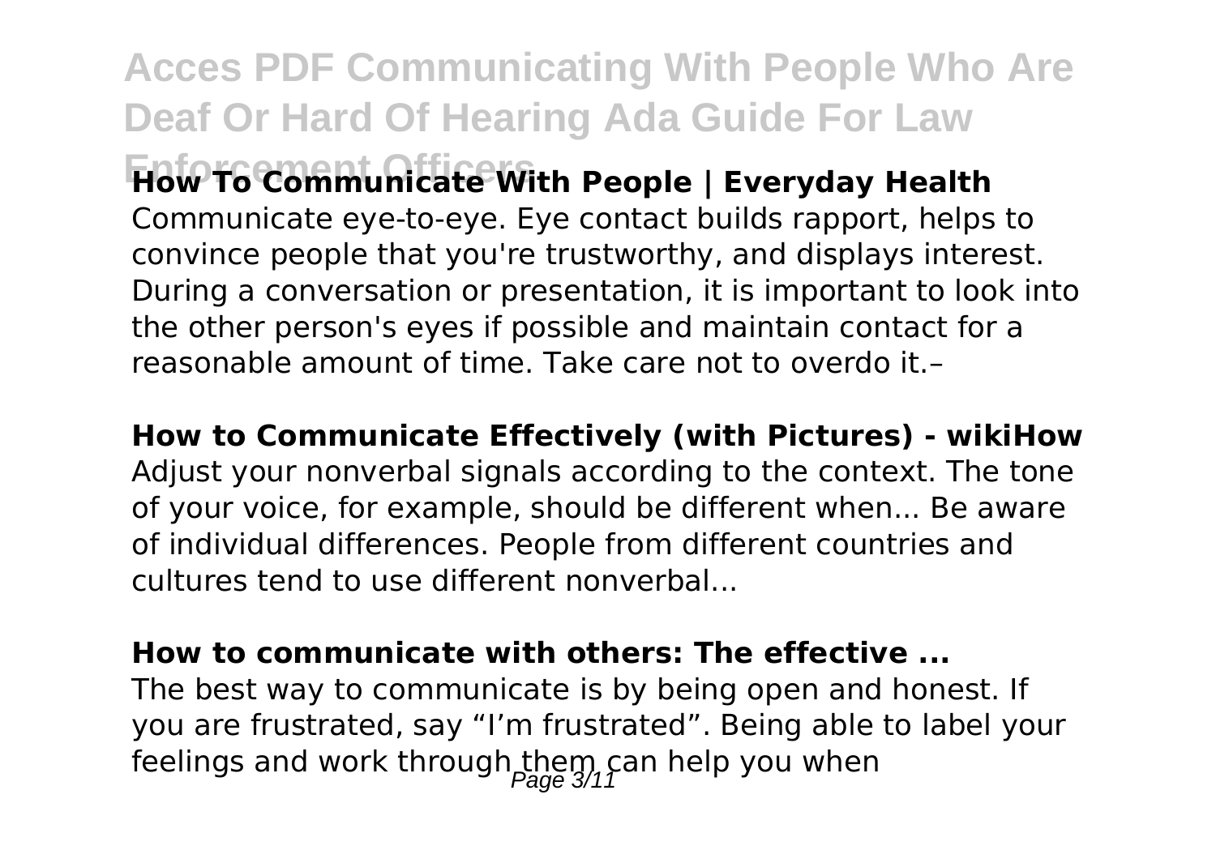**How To Communicate With People | Everyday Health**

Communicate eye-to-eye. Eye contact builds rapport, helps to convince people that you're trustworthy, and displays interest. During a conversation or presentation, it is important to look into the other person's eyes if possible and maintain contact for a reasonable amount of time. Take care not to overdo it.–

**How to Communicate Effectively (with Pictures) - wikiHow**

Adjust your nonverbal signals according to the context. The tone of your voice, for example, should be different when... Be aware of individual differences. People from different countries and cultures tend to use different nonverbal...

**How to communicate with others: The effective ...**

The best way to communicate is by being open and honest. If you are frustrated, say "I'm frustrated". Being able to label your feelings and work through them can help you when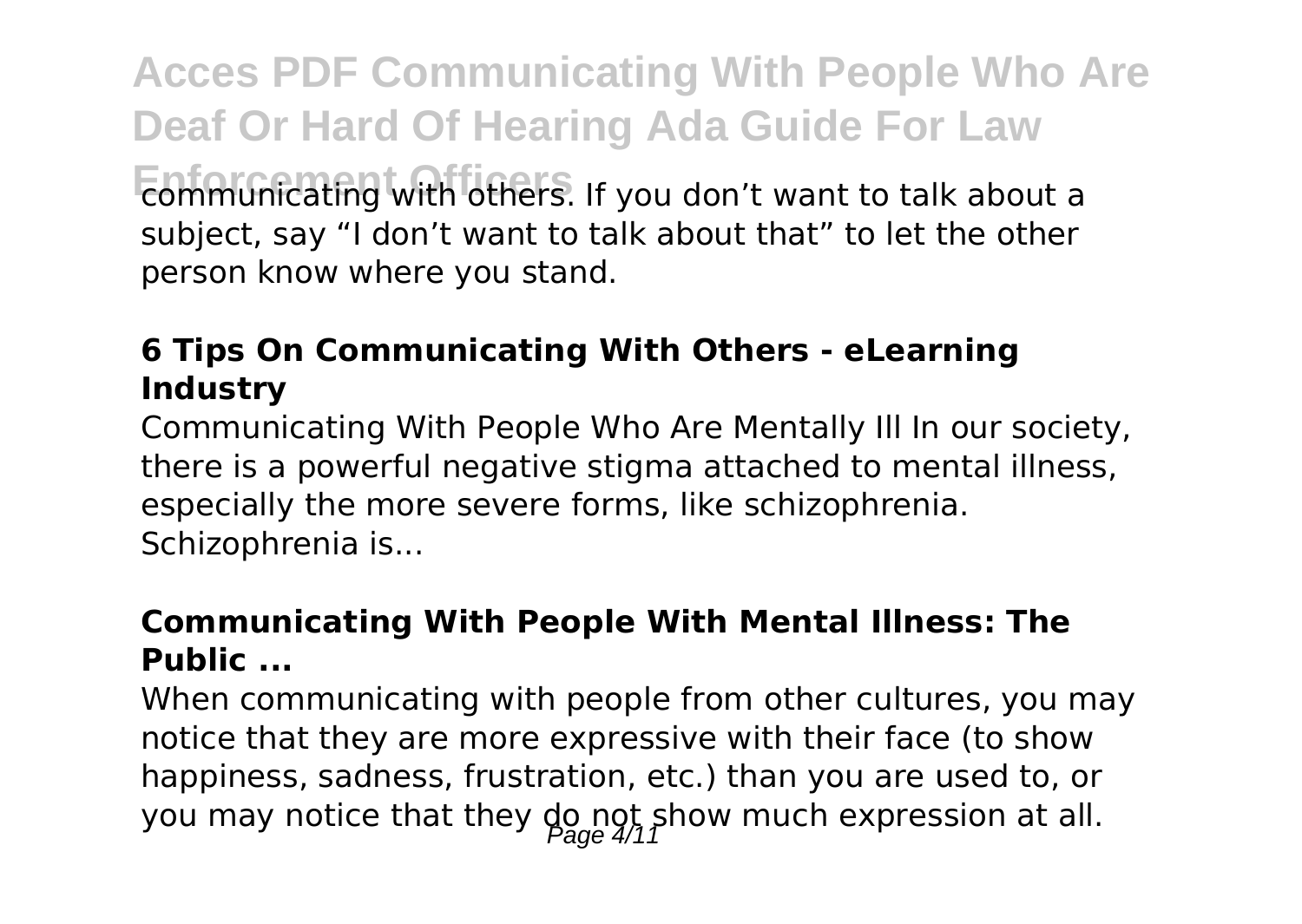communicating with others. If you don’t want to talk about a subject, say “I don’t want to talk about that” to let the other person know where you stand.

**6 Tips On Communicating With Others - eLearning Industry**

Communicating With People Who Are Mentally Ill In our society, there is a powerful negative stigma attached to mental illness, especially the more severe forms, like schizophrenia. Schizophrenia is...

**Communicating With People With Mental Illness: The Public ...**

When communicating with people from other cultures, you may notice that they are more expressive with their face (to show happiness, sadness, frustration, etc.) than you are used to, or you may notice that they do not show much expression at all.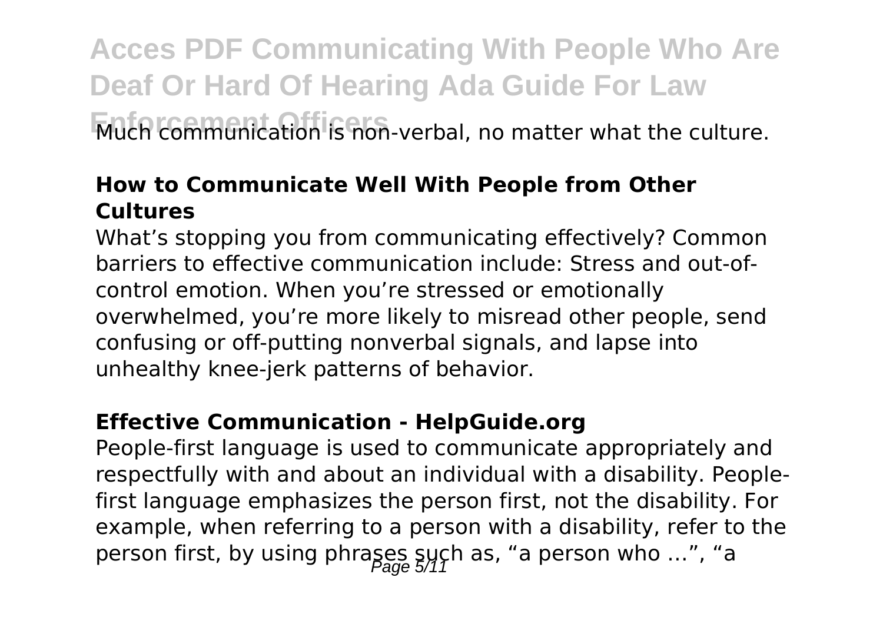Much communication is non-verbal, no matter what the culture.

**How to Communicate Well With People from Other Cultures**

What's stopping you from communicating effectively? Common barriers to effective communication include: Stress and out-of-control emotion. When you're stressed or emotionally overwhelmed, you're more likely to misread other people, send confusing or off-putting nonverbal signals, and lapse into unhealthy knee-jerk patterns of behavior.

**Effective Communication - HelpGuide.org**

People-first language is used to communicate appropriately and respectfully with and about an individual with a disability. People-first language emphasizes the person first, not the disability. For example, when referring to a person with a disability, refer to the person first, by using phrases such as, "a person who …", "a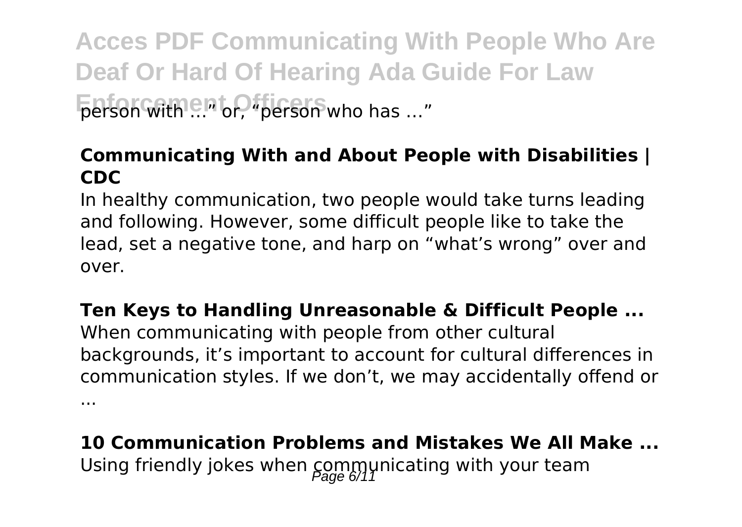person with ...” or, “person who has ...”

**Communicating With and About People with Disabilities | CDC**

In healthy communication, two people would take turns leading and following. However, some difficult people like to take the lead, set a negative tone, and harp on “what’s wrong” over and over.

**Ten Keys to Handling Unreasonable & Difficult People ...**

When communicating with people from other cultural backgrounds, it’s important to account for cultural differences in communication styles. If we don’t, we may accidentally offend or ...

**10 Communication Problems and Mistakes We All Make ...**

Using friendly jokes when communicating with your team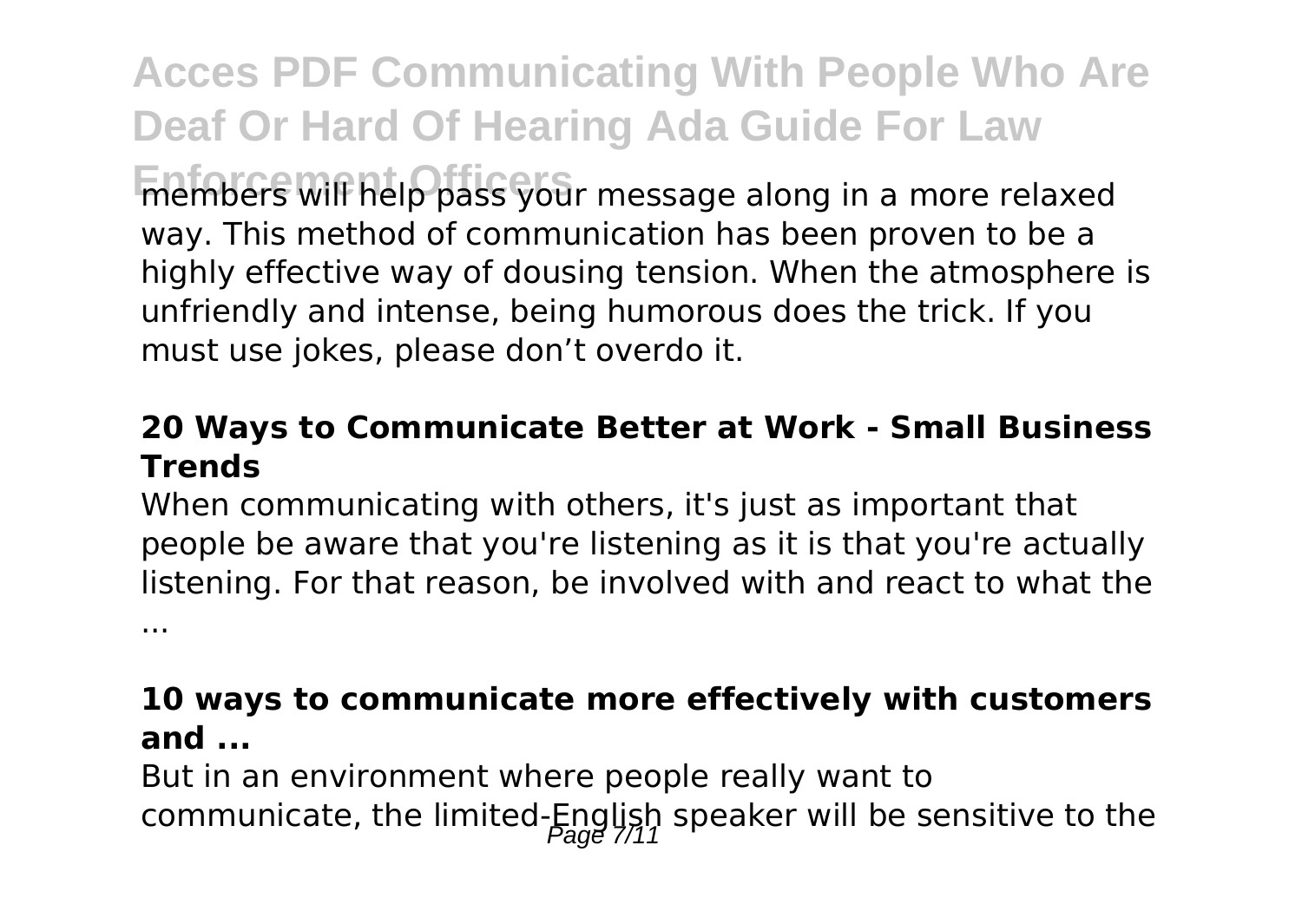members will help pass your message along in a more relaxed way. This method of communication has been proven to be a highly effective way of dousing tension. When the atmosphere is unfriendly and intense, being humorous does the trick. If you must use jokes, please don't overdo it.

### 20 Ways to Communicate Better at Work - Small Business Trends

When communicating with others, it's just as important that people be aware that you're listening as it is that you're actually listening. For that reason, be involved with and react to what the ...

### 10 ways to communicate more effectively with customers and ...

But in an environment where people really want to communicate, the limited-English speaker will be sensitive to the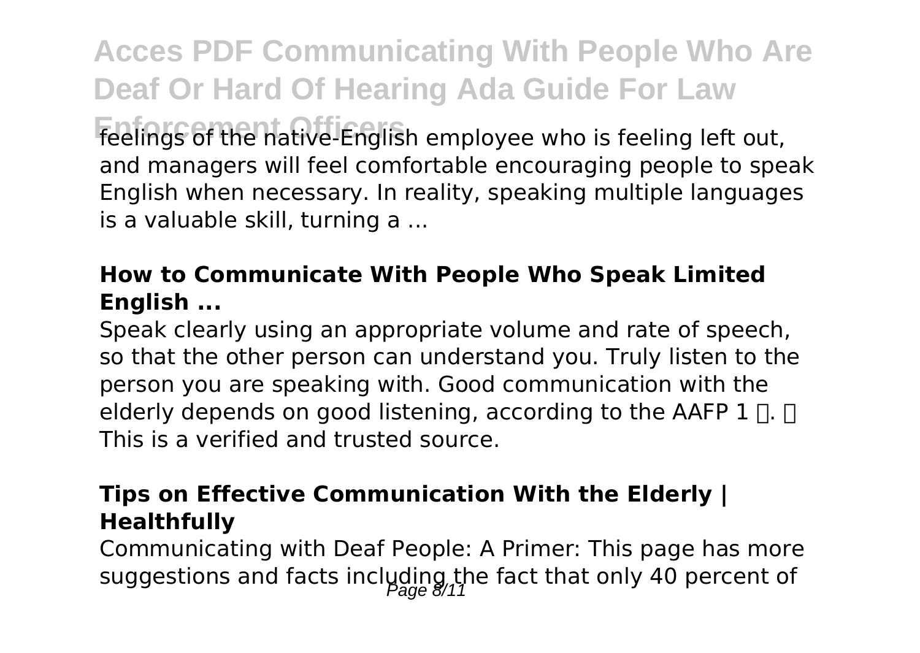feelings of the native-English employee who is feeling left out, and managers will feel comfortable encouraging people to speak English when necessary. In reality, speaking multiple languages is a valuable skill, turning a ...

### How to Communicate With People Who Speak Limited English ...

Speak clearly using an appropriate volume and rate of speech, so that the other person can understand you. Truly listen to the person you are speaking with. Good communication with the elderly depends on good listening, according to the AAFP 1 . This is a verified and trusted source.

### Tips on Effective Communication With the Elderly | Healthfully

Communicating with Deaf People: A Primer: This page has more suggestions and facts including the fact that only 40 percent of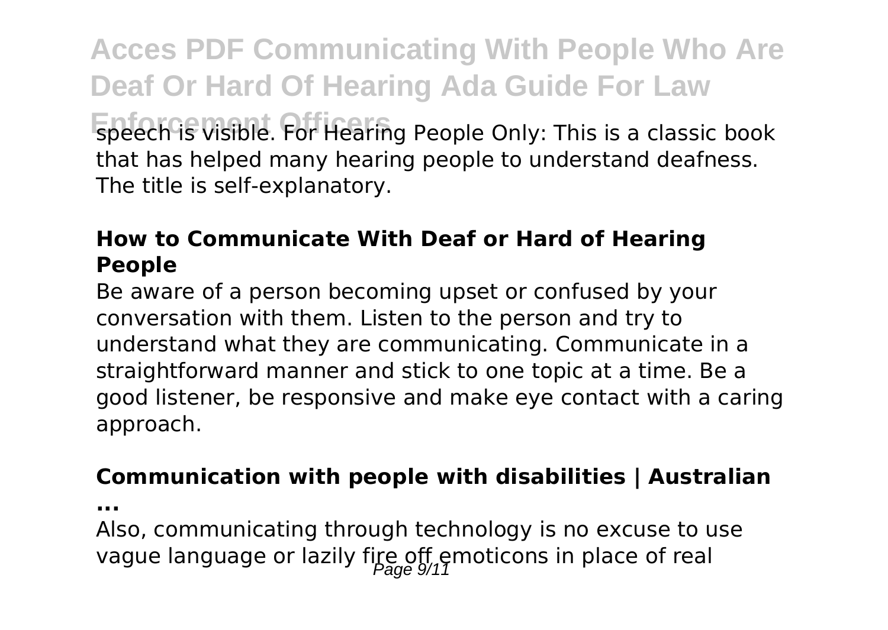speech is visible. For Hearing People Only: This is a classic book that has helped many hearing people to understand deafness. The title is self-explanatory.

### How to Communicate With Deaf or Hard of Hearing People

Be aware of a person becoming upset or confused by your conversation with them. Listen to the person and try to understand what they are communicating. Communicate in a straightforward manner and stick to one topic at a time. Be a good listener, be responsive and make eye contact with a caring approach.

### Communication with people with disabilities | Australian ...

Also, communicating through technology is no excuse to use vague language or lazily fire off emoticons in place of real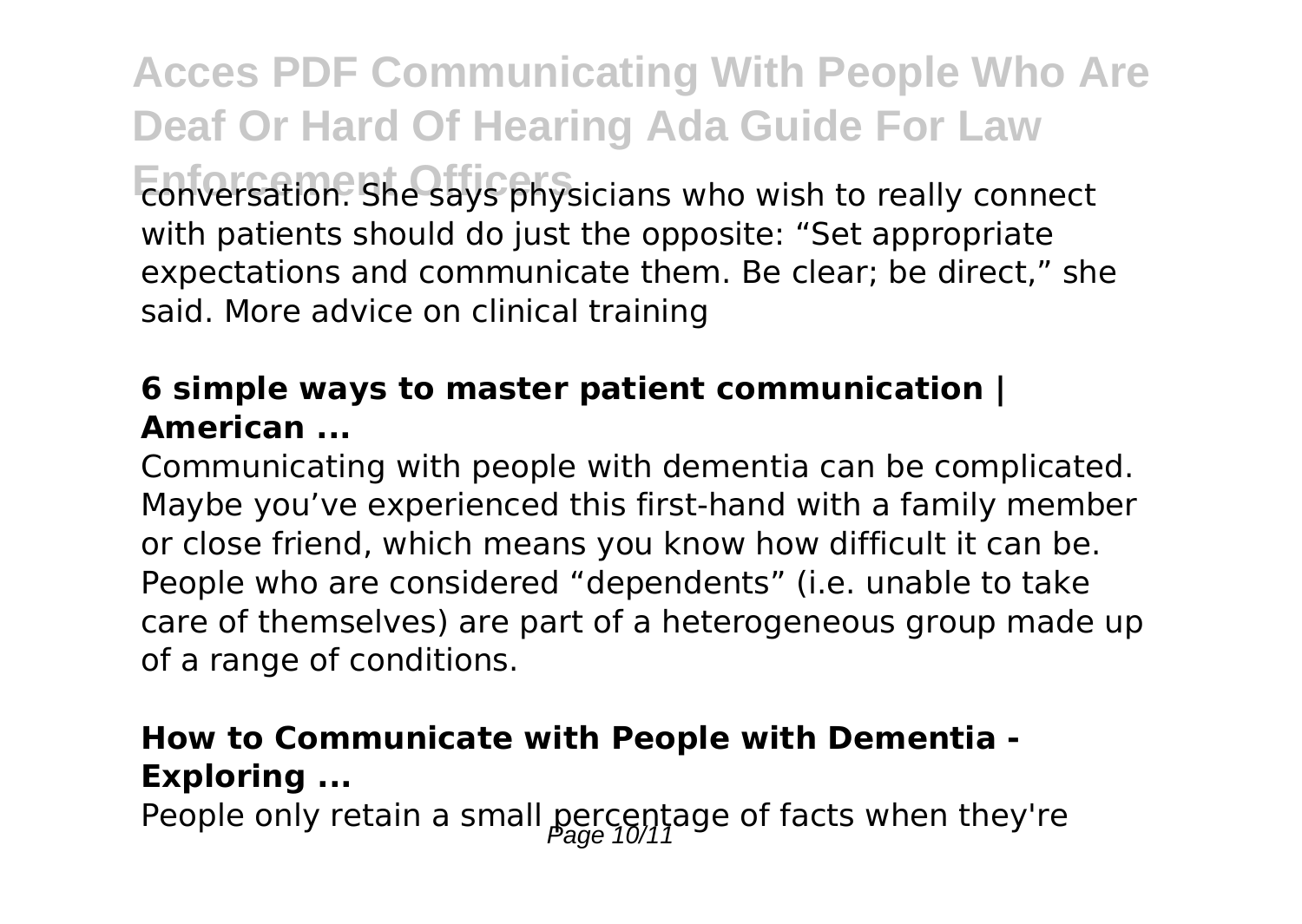conversation. She says physicians who wish to really connect with patients should do just the opposite: "Set appropriate expectations and communicate them. Be clear; be direct," she said. More advice on clinical training

**6 simple ways to master patient communication | American ...**

Communicating with people with dementia can be complicated. Maybe you've experienced this first-hand with a family member or close friend, which means you know how difficult it can be. People who are considered "dependents" (i.e. unable to take care of themselves) are part of a heterogeneous group made up of a range of conditions.

**How to Communicate with People with Dementia - Exploring ...**

People only retain a small percentage of facts when they're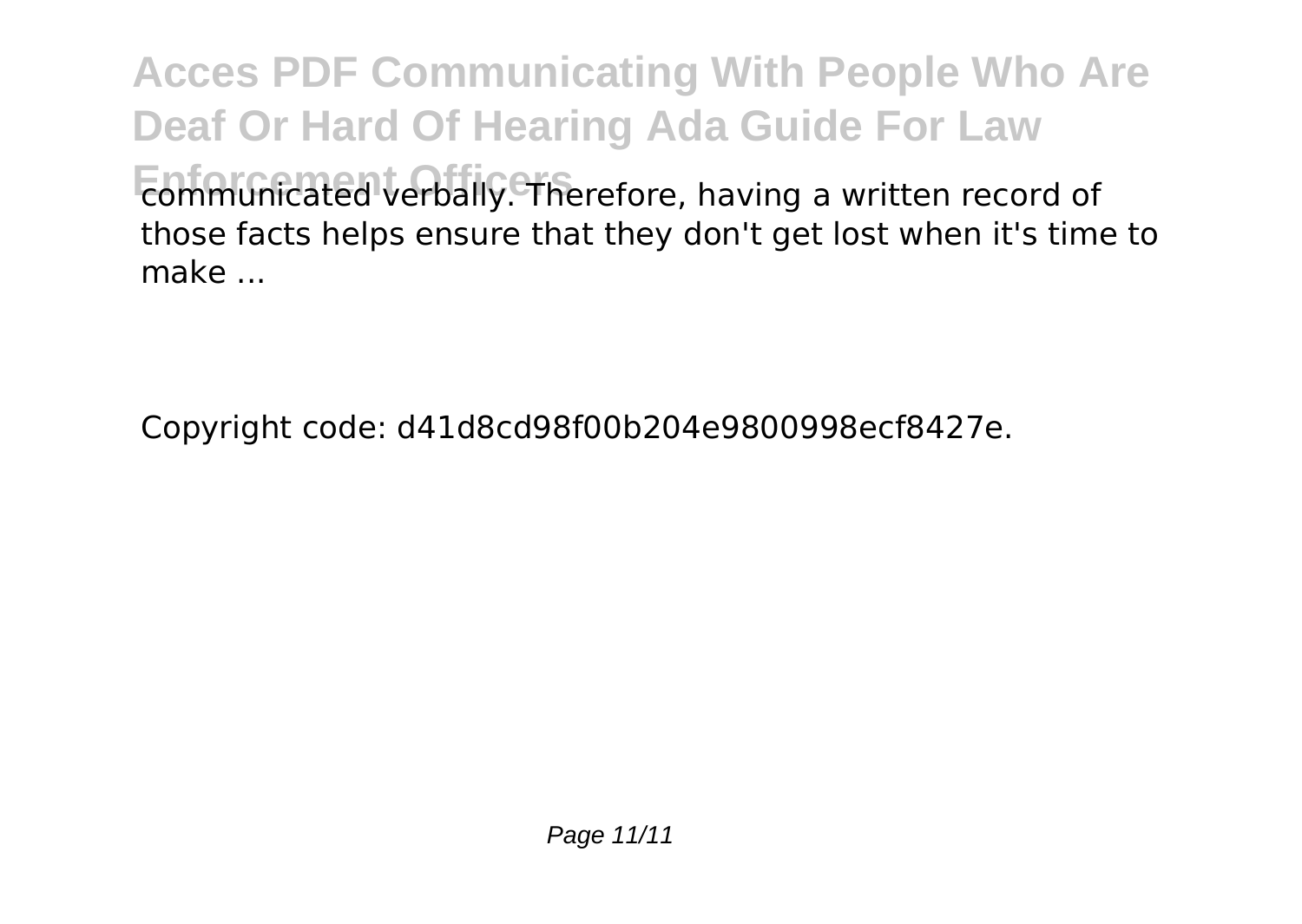communicated verbally. Therefore, having a written record of those facts helps ensure that they don't get lost when it's time to make ...

Copyright code: d41d8cd98f00b204e9800998ecf8427e.